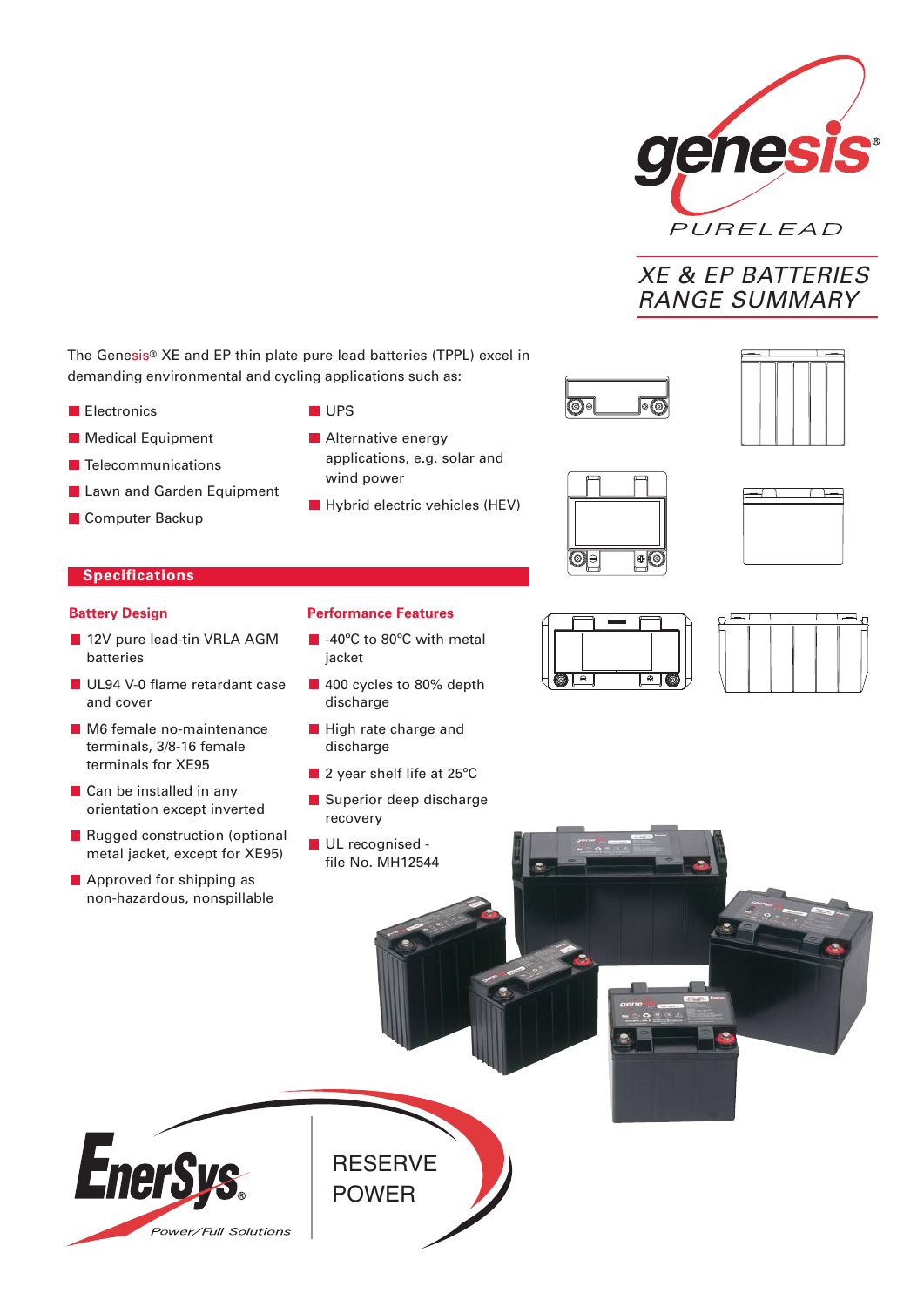genesis® PURELEAD

# XE & EP BATTERIES RANGE SUMMARY

The Genesis® XE and EP thin plate pure lead batteries (TPPL) excel in demanding environmental and cycling applications such as:

- Electronics
- Medical Equipment
- Telecommunications
- Lawn and Garden Equipment
- Computer Backup
- UPS
- Alternative energy applications, e.g. solar and wind power
- Hybrid electric vehicles (HEV)

## Specifications

### Battery Design

- 12V pure lead-tin VRLA AGM batteries
- UL94 V-0 flame retardant case and cover
- M6 female no-maintenance terminals, 3/8-16 female terminals for XE95
- Can be installed in any orientation except inverted
- Rugged construction (optional metal jacket, except for XE95)
- Approved for shipping as non-hazardous, nonspillable

### Performance Features

- -40ºC to 80ºC with metal jacket
- 400 cycles to 80% depth discharge
- High rate charge and discharge
- 2 year shelf life at 25ºC
- Superior deep discharge recovery
- UL recognised - file No. MH12544

EnerSys® Power/Full Solutions

RESERVE POWER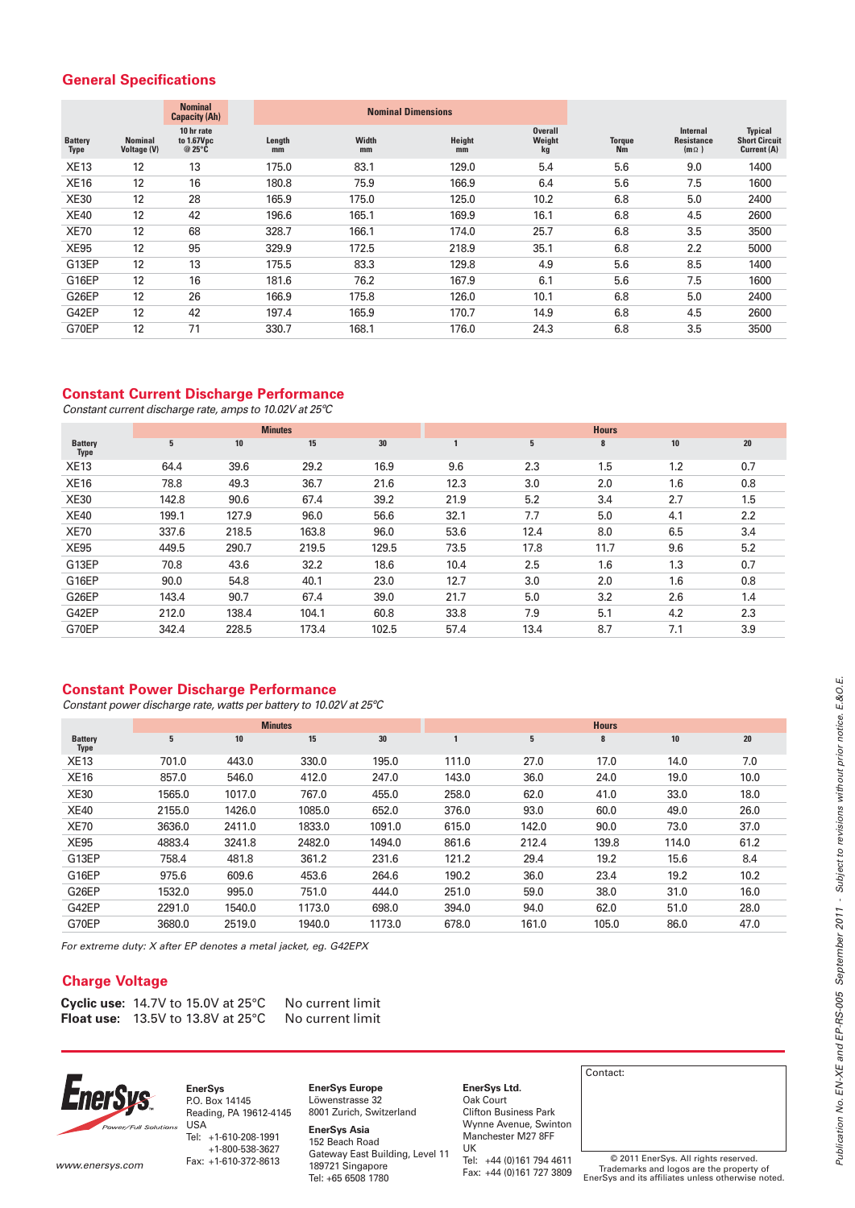## General Specifications

| Battery Type | Nominal Voltage (V) | Nominal Capacity (Ah) 10 hr rate to 1.67Vpc @ 25°C | Nominal Dimensions Length mm | Width mm | Height mm | Overall Weight kg | Torque Nm | Internal Resistance (mΩ) | Typical Short Circuit Current (A) |
|---|---|---|---|---|---|---|---|---|---|
| XE13 | 12 | 13 | 175.0 | 83.1 | 129.0 | 5.4 | 5.6 | 9.0 | 1400 |
| XE16 | 12 | 16 | 180.8 | 75.9 | 166.9 | 6.4 | 5.6 | 7.5 | 1600 |
| XE30 | 12 | 28 | 165.9 | 175.0 | 125.0 | 10.2 | 6.8 | 5.0 | 2400 |
| XE40 | 12 | 42 | 196.6 | 165.1 | 169.9 | 16.1 | 6.8 | 4.5 | 2600 |
| XE70 | 12 | 68 | 328.7 | 166.1 | 174.0 | 25.7 | 6.8 | 3.5 | 3500 |
| XE95 | 12 | 95 | 329.9 | 172.5 | 218.9 | 35.1 | 6.8 | 2.2 | 5000 |
| G13EP | 12 | 13 | 175.5 | 83.3 | 129.8 | 4.9 | 5.6 | 8.5 | 1400 |
| G16EP | 12 | 16 | 181.6 | 76.2 | 167.9 | 6.1 | 5.6 | 7.5 | 1600 |
| G26EP | 12 | 26 | 166.9 | 175.8 | 126.0 | 10.1 | 6.8 | 5.0 | 2400 |
| G42EP | 12 | 42 | 197.4 | 165.9 | 170.7 | 14.9 | 6.8 | 4.5 | 2600 |
| G70EP | 12 | 71 | 330.7 | 168.1 | 176.0 | 24.3 | 6.8 | 3.5 | 3500 |

## Constant Current Discharge Performance

*Constant current discharge rate, amps to 10.02V at 25°C*

| | Minutes | | | | Hours | | | | |
|---|---|---|---|---|---|---|---|---|---|
| Battery Type | 5 | 10 | 15 | 30 | 1 | 5 | 8 | 10 | 20 |
| XE13 | 64.4 | 39.6 | 29.2 | 16.9 | 9.6 | 2.3 | 1.5 | 1.2 | 0.7 |
| XE16 | 78.8 | 49.3 | 36.7 | 21.6 | 12.3 | 3.0 | 2.0 | 1.6 | 0.8 |
| XE30 | 142.8 | 90.6 | 67.4 | 39.2 | 21.9 | 5.2 | 3.4 | 2.7 | 1.5 |
| XE40 | 199.1 | 127.9 | 96.0 | 56.6 | 32.1 | 7.7 | 5.0 | 4.1 | 2.2 |
| XE70 | 337.6 | 218.5 | 163.8 | 96.0 | 53.6 | 12.4 | 8.0 | 6.5 | 3.4 |
| XE95 | 449.5 | 290.7 | 219.5 | 129.5 | 73.5 | 17.8 | 11.7 | 9.6 | 5.2 |
| G13EP | 70.8 | 43.6 | 32.2 | 18.6 | 10.4 | 2.5 | 1.6 | 1.3 | 0.7 |
| G16EP | 90.0 | 54.8 | 40.1 | 23.0 | 12.7 | 3.0 | 2.0 | 1.6 | 0.8 |
| G26EP | 143.4 | 90.7 | 67.4 | 39.0 | 21.7 | 5.0 | 3.2 | 2.6 | 1.4 |
| G42EP | 212.0 | 138.4 | 104.1 | 60.8 | 33.8 | 7.9 | 5.1 | 4.2 | 2.3 |
| G70EP | 342.4 | 228.5 | 173.4 | 102.5 | 57.4 | 13.4 | 8.7 | 7.1 | 3.9 |

## Constant Power Discharge Performance

*Constant power discharge rate, watts per battery to 10.02V at 25°C*

| | Minutes | | | | Hours | | | | |
|---|---|---|---|---|---|---|---|---|---|
| Battery Type | 5 | 10 | 15 | 30 | 1 | 5 | 8 | 10 | 20 |
| XE13 | 701.0 | 443.0 | 330.0 | 195.0 | 111.0 | 27.0 | 17.0 | 14.0 | 7.0 |
| XE16 | 857.0 | 546.0 | 412.0 | 247.0 | 143.0 | 36.0 | 24.0 | 19.0 | 10.0 |
| XE30 | 1565.0 | 1017.0 | 767.0 | 455.0 | 258.0 | 62.0 | 41.0 | 33.0 | 18.0 |
| XE40 | 2155.0 | 1426.0 | 1085.0 | 652.0 | 376.0 | 93.0 | 60.0 | 49.0 | 26.0 |
| XE70 | 3636.0 | 2411.0 | 1833.0 | 1091.0 | 615.0 | 142.0 | 90.0 | 73.0 | 37.0 |
| XE95 | 4883.4 | 3241.8 | 2482.0 | 1494.0 | 861.6 | 212.4 | 139.8 | 114.0 | 61.2 |
| G13EP | 758.4 | 481.8 | 361.2 | 231.6 | 121.2 | 29.4 | 19.2 | 15.6 | 8.4 |
| G16EP | 975.6 | 609.6 | 453.6 | 264.6 | 190.2 | 36.0 | 23.4 | 19.2 | 10.2 |
| G26EP | 1532.0 | 995.0 | 751.0 | 444.0 | 251.0 | 59.0 | 38.0 | 31.0 | 16.0 |
| G42EP | 2291.0 | 1540.0 | 1173.0 | 698.0 | 394.0 | 94.0 | 62.0 | 51.0 | 28.0 |
| G70EP | 3680.0 | 2519.0 | 1940.0 | 1173.0 | 678.0 | 161.0 | 105.0 | 86.0 | 47.0 |

*For extreme duty: X after EP denotes a metal jacket, eg. G42EPX*

## Charge Voltage

**Cyclic use:** 14.7V to 15.0V at 25°C   No current limit
**Float use:** 13.5V to 13.8V at 25°C   No current limit

EnerSys
Power/Full Solutions
www.enersys.com

**EnerSys**
P.O. Box 14145
Reading, PA 19612-4145
USA
Tel: +1-610-208-1991
+1-800-538-3627
Fax: +1-610-372-8613

**EnerSys Europe**
Löwenstrasse 32
8001 Zurich, Switzerland

**EnerSys Asia**
152 Beach Road
Gateway East Building, Level 11
189721 Singapore
Tel: +65 6508 1780

**EnerSys Ltd.**
Oak Court
Clifton Business Park
Wynne Avenue, Swinton
Manchester M27 8FF
UK
Tel: +44 (0)161 794 4611
Fax: +44 (0)161 727 3809

Contact:

© 2011 EnerSys. All rights reserved.
Trademarks and logos are the property of EnerSys and its affiliates unless otherwise noted.

Publication No. EN-XE and EP-RS-005 September 2011 - Subject to revisions without prior notice. E.&O.E.